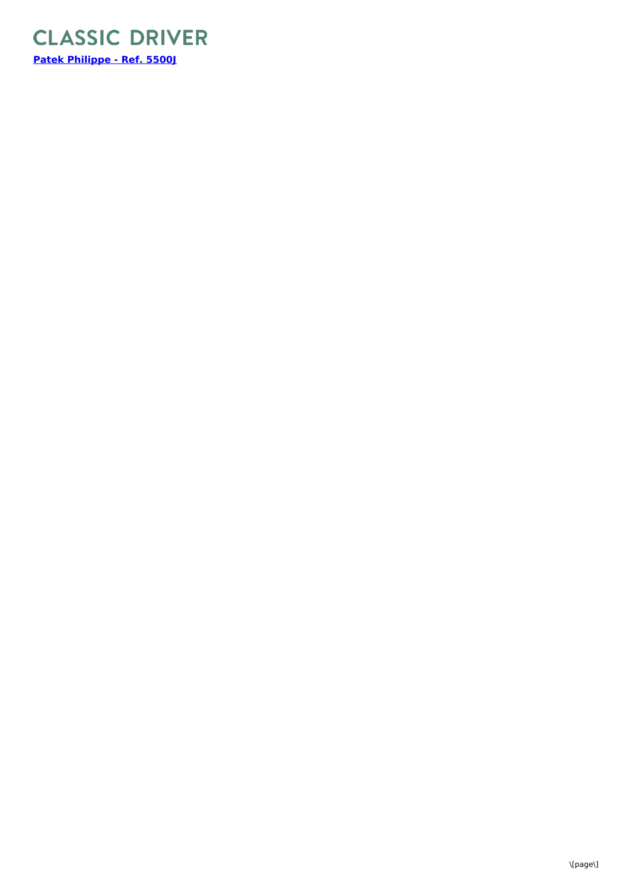# CLASSIC DRIVER

**[Patek Philippe - Ref. 5500J]**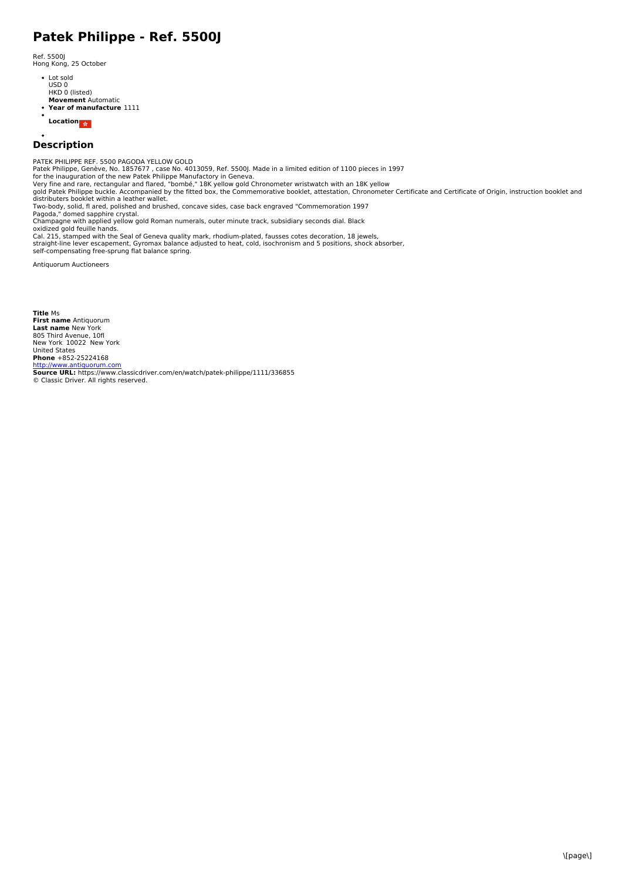# Patek Philippe - Ref. 5500J

Ref. 5500J
Hong Kong, 25 October

- Lot sold
  USD 0
  HKD 0 (listed)
  **Movement** Automatic
- **Year of manufacture** 1111
- **Location**
-

## Description

PATEK PHILIPPE REF. 5500 PAGODA YELLOW GOLD
Patek Philippe, Genève, No. 1857677 , case No. 4013059, Ref. 5500J. Made in a limited edition of 1100 pieces in 1997
for the inauguration of the new Patek Philippe Manufactory in Geneva.
Very fine and rare, rectangular and flared, "bombé," 18K yellow gold Chronometer wristwatch with an 18K yellow
gold Patek Philippe buckle. Accompanied by the fitted box, the Commemorative booklet, attestation, Chronometer Certificate and Certificate of Origin, instruction booklet and distributers booklet within a leather wallet.
Two-body, solid, fl ared, polished and brushed, concave sides, case back engraved "Commemoration 1997
Pagoda," domed sapphire crystal.
Champagne with applied yellow gold Roman numerals, outer minute track, subsidiary seconds dial. Black
oxidized gold feuille hands.
Cal. 215, stamped with the Seal of Geneva quality mark, rhodium-plated, fausses cotes decoration, 18 jewels,
straight-line lever escapement, Gyromax balance adjusted to heat, cold, isochronism and 5 positions, shock absorber,
self-compensating free-sprung flat balance spring.

Antiquorum Auctioneers

**Title** Ms
**First name** Antiquorum
**Last name** New York
805 Third Avenue, 10fl
New York 10022 New York
United States
**Phone** +852-25224168
http://www.antiquorum.com
**Source URL:** https://www.classicdriver.com/en/watch/patek-philippe/1111/336855
© Classic Driver. All rights reserved.